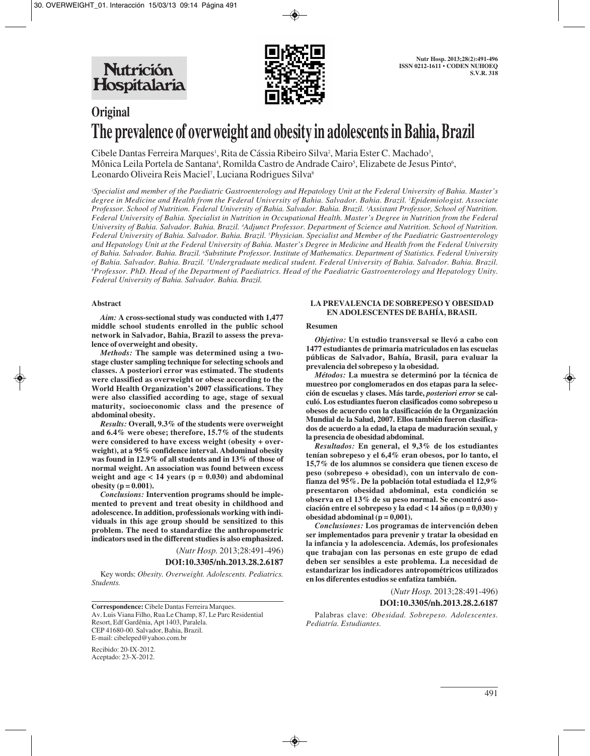## Original

# The prevalence of overweight and obesity in adolescents in Bahia, Brazil

Cibele Dantas Ferreira Marques[1], Rita de Cássia Ribeiro Silva[2], Maria Ester C. Machado[3], Mônica Leila Portela de Santana[4], Romilda Castro de Andrade Cairo[5], Elizabete de Jesus Pinto[6], Leonardo Oliveira Reis Maciel[7], Luciana Rodrigues Silva[8]

*[1]Specialist and member of the Paediatric Gastroenterology and Hepatology Unit at the Federal University of Bahia. Master's degree in Medicine and Health from the Federal University of Bahia. Salvador. Bahia. Brazil. [2]Epidemiologist. Associate Professor. School of Nutrition. Federal University of Bahia. Salvador. Bahia. Brazil. [3]Assistant Professor, School of Nutrition. Federal University of Bahia. Specialist in Nutrition in Occupational Health. Master's Degree in Nutrition from the Federal University of Bahia. Salvador. Bahia. Brazil. [4]Adjunct Professor. Department of Science and Nutrition. School of Nutrition. Federal University of Bahia. Salvador. Bahia. Brazil. [5]Physician. Specialist and Member of the Paediatric Gastroenterology and Hepatology Unit at the Federal University of Bahia. Master's Degree in Medicine and Health from the Federal University of Bahia. Salvador. Bahia. Brazil. [6]Substitute Professor. Institute of Mathematics. Department of Statistics. Federal University of Bahia. Salvador. Bahia. Brazil. [7]Undergraduate medical student. Federal University of Bahia. Salvador. Bahia. Brazil. [8]Professor. PhD. Head of the Department of Paediatrics. Head of the Paediatric Gastroenterology and Hepatology Unity. Federal University of Bahia. Salvador. Bahia. Brazil.*

### Abstract

***Aim:*** **A cross-sectional study was conducted with 1,477 middle school students enrolled in the public school network in Salvador, Bahia, Brazil to assess the prevalence of overweight and obesity.**

***Methods:*** **The sample was determined using a two-stage cluster sampling technique for selecting schools and classes. A posteriori error was estimated. The students were classified as overweight or obese according to the World Health Organization's 2007 classifications. They were also classified according to age, stage of sexual maturity, socioeconomic class and the presence of abdominal obesity.**

***Results:*** **Overall, 9.3% of the students were overweight and 6.4% were obese; therefore, 15.7% of the students were considered to have excess weight (obesity + overweight), at a 95% confidence interval. Abdominal obesity was found in 12.9% of all students and in 13% of those of normal weight. An association was found between excess weight and age < 14 years (p = 0.030) and abdominal obesity (p = 0.001).**

***Conclusions:*** **Intervention programs should be implemented to prevent and treat obesity in childhood and adolescence. In addition, professionals working with individuals in this age group should be sensitized to this problem. The need to standardize the anthropometric indicators used in the different studies is also emphasized.**

(*Nutr Hosp.* 2013;28:491-496)

**DOI:10.3305/nh.2013.28.2.6187**

Key words: *Obesity. Overweight. Adolescents. Pediatrics. Students.*

**Correspondence:** Cibele Dantas Ferreira Marques.
Av. Luis Viana Filho, Rua Le Champ, 87, Le Parc Residential Resort, Edf Gardênia, Apt 1403, Paralela.
CEP 41680-00. Salvador, Bahia, Brazil.
E-mail: cibeleped@yahoo.com.br

Recibido: 20-IX-2012.
Aceptado: 23-X-2012.

### LA PREVALENCIA DE SOBREPESO Y OBESIDAD EN ADOLESCENTES DE BAHÍA, BRASIL

### Resumen

***Objetivo:*** **Un estudio transversal se llevó a cabo con 1477 estudiantes de primaria matriculados en las escuelas públicas de Salvador, Bahía, Brasil, para evaluar la prevalencia del sobrepeso y la obesidad.**

***Métodos:*** **La muestra se determinó por la técnica de muestreo por conglomerados en dos etapas para la selección de escuelas y clases. Más tarde, *posteriori error* se calculó. Los estudiantes fueron clasificados como sobrepeso u obesos de acuerdo con la clasificación de la Organización Mundial de la Salud, 2007. Ellos también fueron clasificados de acuerdo a la edad, la etapa de maduración sexual, y la presencia de obesidad abdominal.**

***Resultados:*** **En general, el 9,3% de los estudiantes tenían sobrepeso y el 6,4% eran obesos, por lo tanto, el 15,7% de los alumnos se considera que tienen exceso de peso (sobrepeso + obesidad), con un intervalo de confianza del 95%. De la población total estudiada el 12,9% presentaron obesidad abdominal, esta condición se observa en el 13% de su peso normal. Se encontró asociación entre el sobrepeso y la edad < 14 años (p = 0,030) y obesidad abdominal (p = 0,001).**

***Conclusiones:*** **Los programas de intervención deben ser implementados para prevenir y tratar la obesidad en la infancia y la adolescencia. Además, los profesionales que trabajan con las personas en este grupo de edad deben ser sensibles a este problema. La necesidad de estandarizar los indicadores antropométricos utilizados en los diferentes estudios se enfatiza también.**

(*Nutr Hosp.* 2013;28:491-496)

**DOI:10.3305/nh.2013.28.2.6187**

Palabras clave: *Obesidad. Sobrepeso. Adolescentes. Pediatría. Estudiantes.*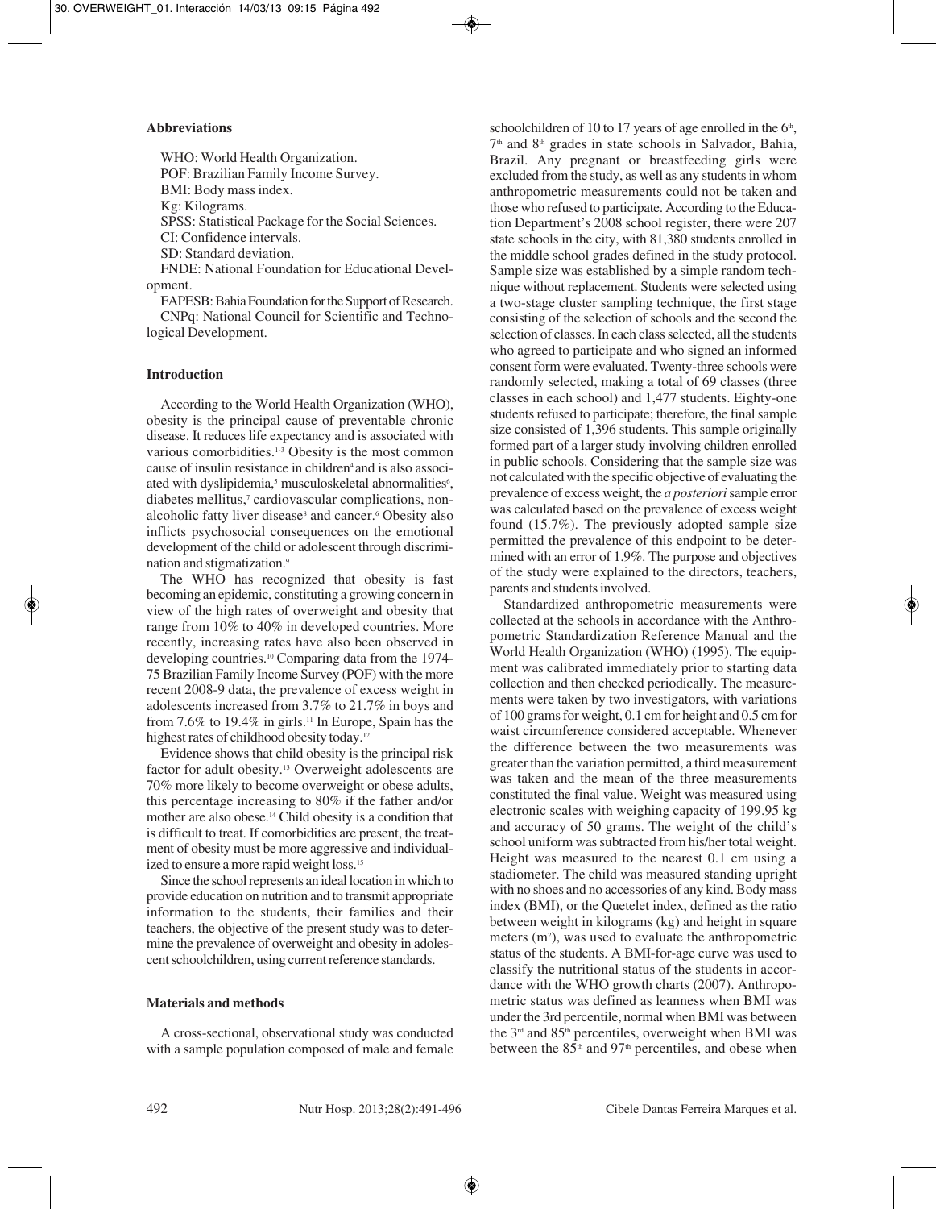### Abbreviations

WHO: World Health Organization.

POF: Brazilian Family Income Survey.

BMI: Body mass index.

Kg: Kilograms.

SPSS: Statistical Package for the Social Sciences.

CI: Confidence intervals.

SD: Standard deviation.

FNDE: National Foundation for Educational Development.

FAPESB: Bahia Foundation for the Support of Research.

CNPq: National Council for Scientific and Technological Development.

### Introduction

According to the World Health Organization (WHO), obesity is the principal cause of preventable chronic disease. It reduces life expectancy and is associated with various comorbidities.[1-3] Obesity is the most common cause of insulin resistance in children[4] and is also associated with dyslipidemia,[5] musculoskeletal abnormalities[6], diabetes mellitus,[7] cardiovascular complications, non-alcoholic fatty liver disease[8] and cancer.[6] Obesity also inflicts psychosocial consequences on the emotional development of the child or adolescent through discrimination and stigmatization.[9]

The WHO has recognized that obesity is fast becoming an epidemic, constituting a growing concern in view of the high rates of overweight and obesity that range from 10% to 40% in developed countries. More recently, increasing rates have also been observed in developing countries.[10] Comparing data from the 1974-75 Brazilian Family Income Survey (POF) with the more recent 2008-9 data, the prevalence of excess weight in adolescents increased from 3.7% to 21.7% in boys and from 7.6% to 19.4% in girls.[11] In Europe, Spain has the highest rates of childhood obesity today.[12]

Evidence shows that child obesity is the principal risk factor for adult obesity.[13] Overweight adolescents are 70% more likely to become overweight or obese adults, this percentage increasing to 80% if the father and/or mother are also obese.[14] Child obesity is a condition that is difficult to treat. If comorbidities are present, the treatment of obesity must be more aggressive and individualized to ensure a more rapid weight loss.[15]

Since the school represents an ideal location in which to provide education on nutrition and to transmit appropriate information to the students, their families and their teachers, the objective of the present study was to determine the prevalence of overweight and obesity in adolescent schoolchildren, using current reference standards.

### Materials and methods

A cross-sectional, observational study was conducted with a sample population composed of male and female schoolchildren of 10 to 17 years of age enrolled in the 6th, 7th and 8th grades in state schools in Salvador, Bahia, Brazil. Any pregnant or breastfeeding girls were excluded from the study, as well as any students in whom anthropometric measurements could not be taken and those who refused to participate. According to the Education Department's 2008 school register, there were 207 state schools in the city, with 81,380 students enrolled in the middle school grades defined in the study protocol. Sample size was established by a simple random technique without replacement. Students were selected using a two-stage cluster sampling technique, the first stage consisting of the selection of schools and the second the selection of classes. In each class selected, all the students who agreed to participate and who signed an informed consent form were evaluated. Twenty-three schools were randomly selected, making a total of 69 classes (three classes in each school) and 1,477 students. Eighty-one students refused to participate; therefore, the final sample size consisted of 1,396 students. This sample originally formed part of a larger study involving children enrolled in public schools. Considering that the sample size was not calculated with the specific objective of evaluating the prevalence of excess weight, the *a posteriori* sample error was calculated based on the prevalence of excess weight found (15.7%). The previously adopted sample size permitted the prevalence of this endpoint to be determined with an error of 1.9%. The purpose and objectives of the study were explained to the directors, teachers, parents and students involved.

Standardized anthropometric measurements were collected at the schools in accordance with the Anthropometric Standardization Reference Manual and the World Health Organization (WHO) (1995). The equipment was calibrated immediately prior to starting data collection and then checked periodically. The measurements were taken by two investigators, with variations of 100 grams for weight, 0.1 cm for height and 0.5 cm for waist circumference considered acceptable. Whenever the difference between the two measurements was greater than the variation permitted, a third measurement was taken and the mean of the three measurements constituted the final value. Weight was measured using electronic scales with weighing capacity of 199.95 kg and accuracy of 50 grams. The weight of the child's school uniform was subtracted from his/her total weight. Height was measured to the nearest 0.1 cm using a stadiometer. The child was measured standing upright with no shoes and no accessories of any kind. Body mass index (BMI), or the Quetelet index, defined as the ratio between weight in kilograms (kg) and height in square meters ($m^2$), was used to evaluate the anthropometric status of the students. A BMI-for-age curve was used to classify the nutritional status of the students in accordance with the WHO growth charts (2007). Anthropometric status was defined as leanness when BMI was under the 3rd percentile, normal when BMI was between the 3rd and 85th percentiles, overweight when BMI was between the 85th and 97th percentiles, and obese when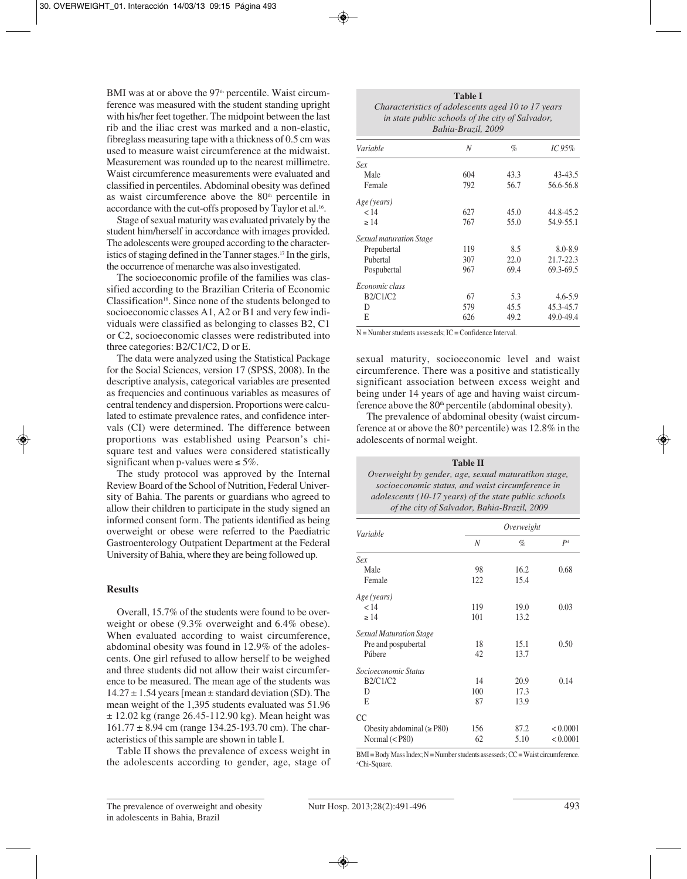BMI was at or above the 97th percentile. Waist circumference was measured with the student standing upright with his/her feet together. The midpoint between the last rib and the iliac crest was marked and a non-elastic, fibreglass measuring tape with a thickness of 0.5 cm was used to measure waist circumference at the midwaist. Measurement was rounded up to the nearest millimetre. Waist circumference measurements were evaluated and classified in percentiles. Abdominal obesity was defined as waist circumference above the 80th percentile in accordance with the cut-offs proposed by Taylor et al.[16].

Stage of sexual maturity was evaluated privately by the student him/herself in accordance with images provided. The adolescents were grouped according to the characteristics of staging defined in the Tanner stages.[17] In the girls, the occurrence of menarche was also investigated.

The socioeconomic profile of the families was classified according to the Brazilian Criteria of Economic Classification[18]. Since none of the students belonged to socioeconomic classes A1, A2 or B1 and very few individuals were classified as belonging to classes B2, C1 or C2, socioeconomic classes were redistributed into three categories: B2/C1/C2, D or E.

The data were analyzed using the Statistical Package for the Social Sciences, version 17 (SPSS, 2008). In the descriptive analysis, categorical variables are presented as frequencies and continuous variables as measures of central tendency and dispersion. Proportions were calculated to estimate prevalence rates, and confidence intervals (CI) were determined. The difference between proportions was established using Pearson's chi-square test and values were considered statistically significant when p-values were ≤ 5%.

The study protocol was approved by the Internal Review Board of the School of Nutrition, Federal University of Bahia. The parents or guardians who agreed to allow their children to participate in the study signed an informed consent form. The patients identified as being overweight or obese were referred to the Paediatric Gastroenterology Outpatient Department at the Federal University of Bahia, where they are being followed up.

## Results

Overall, 15.7% of the students were found to be overweight or obese (9.3% overweight and 6.4% obese). When evaluated according to waist circumference, abdominal obesity was found in 12.9% of the adolescents. One girl refused to allow herself to be weighed and three students did not allow their waist circumference to be measured. The mean age of the students was 14.27 ± 1.54 years [mean ± standard deviation (SD). The mean weight of the 1,395 students evaluated was 51.96 ± 12.02 kg (range 26.45-112.90 kg). Mean height was 161.77 ± 8.94 cm (range 134.25-193.70 cm). The characteristics of this sample are shown in table I.

Table II shows the prevalence of excess weight in the adolescents according to gender, age, stage of sexual maturity, socioeconomic level and waist circumference. There was a positive and statistically significant association between excess weight and being under 14 years of age and having waist circumference above the 80th percentile (abdominal obesity).

The prevalence of abdominal obesity (waist circumference at or above the 80th percentile) was 12.8% in the adolescents of normal weight.

**Table I**
*Characteristics of adolescents aged 10 to 17 years in state public schools of the city of Salvador, Bahia-Brazil, 2009*

| Variable | N | % | IC 95% |
|---|---|---|---|
| *Sex* | | | |
| Male | 604 | 43.3 | 43-43.5 |
| Female | 792 | 56.7 | 56.6-56.8 |
| *Age (years)* | | | |
| < 14 | 627 | 45.0 | 44.8-45.2 |
| ≥ 14 | 767 | 55.0 | 54.9-55.1 |
| *Sexual maturation Stage* | | | |
| Prepubertal | 119 | 8.5 | 8.0-8.9 |
| Pubertal | 307 | 22.0 | 21.7-22.3 |
| Pospubertal | 967 | 69.4 | 69.3-69.5 |
| *Economic class* | | | |
| B2/C1/C2 | 67 | 5.3 | 4.6-5.9 |
| D | 579 | 45.5 | 45.3-45.7 |
| E | 626 | 49.2 | 49.0-49.4 |

N = Number students assesseds; IC = Confidence Interval.

**Table II**
*Overweight by gender, age, sexual maturatikon stage, socioeconomic status, and waist circumference in adolescents (10-17 years) of the state public schools of the city of Salvador, Bahia-Brazil, 2009*

| Variable | Overweight | | |
|---|---|---|---|
| | N | % | P[A] |
| *Sex* | | | |
| Male | 98 | 16.2 | 0.68 |
| Female | 122 | 15.4 | |
| *Age (years)* | | | |
| < 14 | 119 | 19.0 | 0.03 |
| ≥ 14 | 101 | 13.2 | |
| *Sexual Maturation Stage* | | | |
| Pre and pospubertal | 18 | 15.1 | 0.50 |
| Púbere | 42 | 13.7 | |
| *Socioeconomic Status* | | | |
| B2/C1/C2 | 14 | 20.9 | 0.14 |
| D | 100 | 17.3 | |
| E | 87 | 13.9 | |
| CC | | | |
| Obesity abdominal (≥ P80) | 156 | 87.2 | < 0.0001 |
| Normal (< P80) | 62 | 5.10 | < 0.0001 |

BMI = Body Mass Index; N = Number students assesseds; CC = Waist circumference. [A]Chi-Square.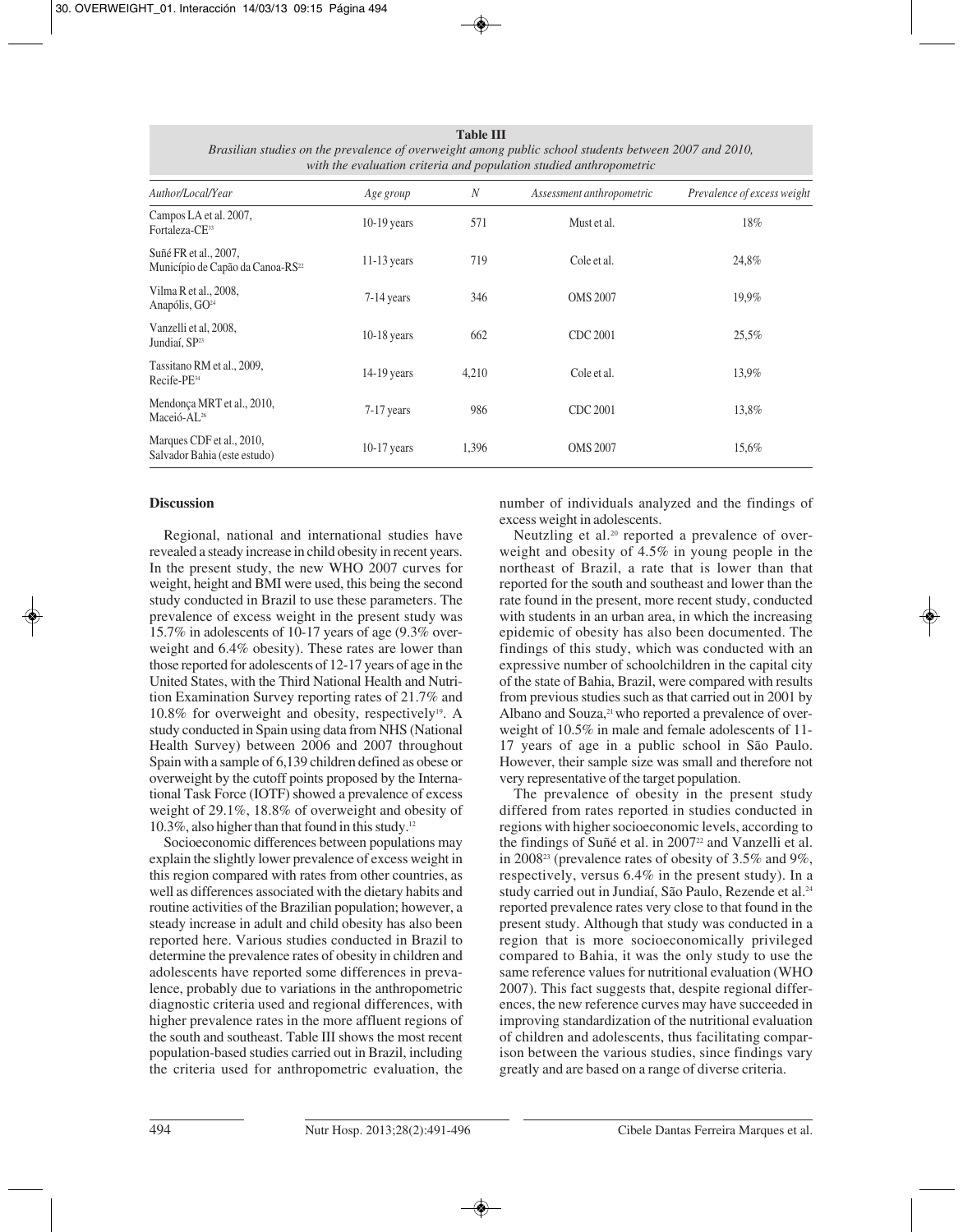**Table III**

*Brasilian studies on the prevalence of overweight among public school students between 2007 and 2010, with the evaluation criteria and population studied anthropometric*

| *Author/Local/Year* | *Age group* | *N* | *Assessment anthropometric* | *Prevalence of excess weight* |
|---|---|---|---|---|
| Campos LA et al. 2007, Fortaleza-CE[33] | 10-19 years | 571 | Must et al. | 18% |
| Suñé FR et al., 2007, Município de Capão da Canoa-RS[22] | 11-13 years | 719 | Cole et al. | 24,8% |
| Vilma R et al., 2008, Anapólis, GO[24] | 7-14 years | 346 | OMS 2007 | 19,9% |
| Vanzelli et al, 2008, Jundiaí, SP[23] | 10-18 years | 662 | CDC 2001 | 25,5% |
| Tassitano RM et al., 2009, Recife-PE[34] | 14-19 years | 4,210 | Cole et al. | 13,9% |
| Mendonça MRT et al., 2010, Maceió-AL[26] | 7-17 years | 986 | CDC 2001 | 13,8% |
| Marques CDF et al., 2010, Salvador Bahia (este estudo) | 10-17 years | 1,396 | OMS 2007 | 15,6% |

## Discussion

Regional, national and international studies have revealed a steady increase in child obesity in recent years. In the present study, the new WHO 2007 curves for weight, height and BMI were used, this being the second study conducted in Brazil to use these parameters. The prevalence of excess weight in the present study was 15.7% in adolescents of 10-17 years of age (9.3% overweight and 6.4% obesity). These rates are lower than those reported for adolescents of 12-17 years of age in the United States, with the Third National Health and Nutrition Examination Survey reporting rates of 21.7% and 10.8% for overweight and obesity, respectively[19]. A study conducted in Spain using data from NHS (National Health Survey) between 2006 and 2007 throughout Spain with a sample of 6,139 children defined as obese or overweight by the cutoff points proposed by the International Task Force (IOTF) showed a prevalence of excess weight of 29.1%, 18.8% of overweight and obesity of 10.3%, also higher than that found in this study.[12]

Socioeconomic differences between populations may explain the slightly lower prevalence of excess weight in this region compared with rates from other countries, as well as differences associated with the dietary habits and routine activities of the Brazilian population; however, a steady increase in adult and child obesity has also been reported here. Various studies conducted in Brazil to determine the prevalence rates of obesity in children and adolescents have reported some differences in prevalence, probably due to variations in the anthropometric diagnostic criteria used and regional differences, with higher prevalence rates in the more affluent regions of the south and southeast. Table III shows the most recent population-based studies carried out in Brazil, including the criteria used for anthropometric evaluation, the number of individuals analyzed and the findings of excess weight in adolescents.

Neutzling et al.[20] reported a prevalence of overweight and obesity of 4.5% in young people in the northeast of Brazil, a rate that is lower than that reported for the south and southeast and lower than the rate found in the present, more recent study, conducted with students in an urban area, in which the increasing epidemic of obesity has also been documented. The findings of this study, which was conducted with an expressive number of schoolchildren in the capital city of the state of Bahia, Brazil, were compared with results from previous studies such as that carried out in 2001 by Albano and Souza,[21] who reported a prevalence of overweight of 10.5% in male and female adolescents of 11-17 years of age in a public school in São Paulo. However, their sample size was small and therefore not very representative of the target population.

The prevalence of obesity in the present study differed from rates reported in studies conducted in regions with higher socioeconomic levels, according to the findings of Suñé et al. in 2007[22] and Vanzelli et al. in 2008[23] (prevalence rates of obesity of 3.5% and 9%, respectively, versus 6.4% in the present study). In a study carried out in Jundiaí, São Paulo, Rezende et al.[24] reported prevalence rates very close to that found in the present study. Although that study was conducted in a region that is more socioeconomically privileged compared to Bahia, it was the only study to use the same reference values for nutritional evaluation (WHO 2007). This fact suggests that, despite regional differences, the new reference curves may have succeeded in improving standardization of the nutritional evaluation of children and adolescents, thus facilitating comparison between the various studies, since findings vary greatly and are based on a range of diverse criteria.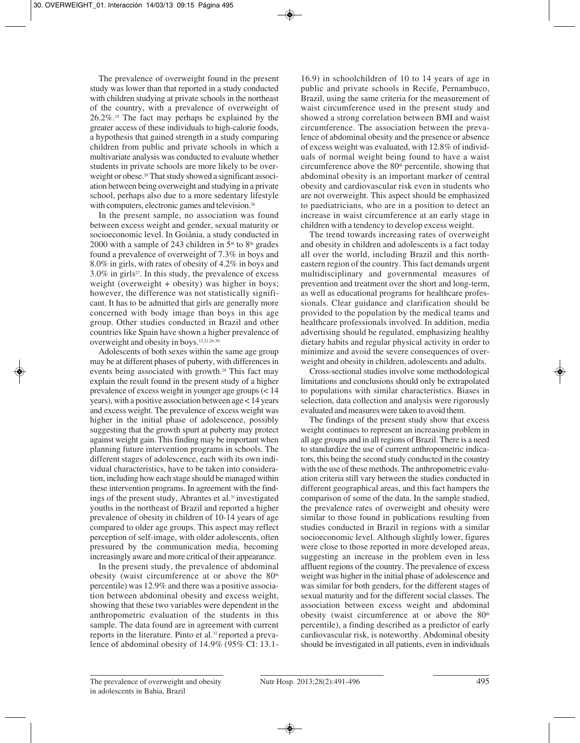The prevalence of overweight found in the present study was lower than that reported in a study conducted with children studying at private schools in the northeast of the country, with a prevalence of overweight of 26.2%.[25] The fact may perhaps be explained by the greater access of these individuals to high-calorie foods, a hypothesis that gained strength in a study comparing children from public and private schools in which a multivariate analysis was conducted to evaluate whether students in private schools are more likely to be overweight or obese.[26] That study showed a significant association between being overweight and studying in a private school, perhaps also due to a more sedentary lifestyle with computers, electronic games and television.[26]

In the present sample, no association was found between excess weight and gender, sexual maturity or socioeconomic level. In Goiânia, a study conducted in 2000 with a sample of 243 children in 5th to 8th grades found a prevalence of overweight of 7.3% in boys and 8.0% in girls, with rates of obesity of 4.2% in boys and 3.0% in girls[27]. In this study, the prevalence of excess weight (overweight + obesity) was higher in boys; however, the difference was not statistically significant. It has to be admitted that girls are generally more concerned with body image than boys in this age group. Other studies conducted in Brazil and other countries like Spain have shown a higher prevalence of overweight and obesity in boys.[12,21,26-30]

Adolescents of both sexes within the same age group may be at different phases of puberty, with differences in events being associated with growth.[28] This fact may explain the result found in the present study of a higher prevalence of excess weight in younger age groups (< 14 years), with a positive association between age < 14 years and excess weight. The prevalence of excess weight was higher in the initial phase of adolescence, possibly suggesting that the growth spurt at puberty may protect against weight gain. This finding may be important when planning future intervention programs in schools. The different stages of adolescence, each with its own individual characteristics, have to be taken into consideration, including how each stage should be managed within these intervention programs. In agreement with the findings of the present study, Abrantes et al.[31] investigated youths in the northeast of Brazil and reported a higher prevalence of obesity in children of 10-14 years of age compared to older age groups. This aspect may reflect perception of self-image, with older adolescents, often pressured by the communication media, becoming increasingly aware and more critical of their appearance.

In the present study, the prevalence of abdominal obesity (waist circumference at or above the 80th percentile) was 12.9% and there was a positive association between abdominal obesity and excess weight, showing that these two variables were dependent in the anthropometric evaluation of the students in this sample. The data found are in agreement with current reports in the literature. Pinto et al.[32] reported a prevalence of abdominal obesity of 14.9% (95% CI: 13.1-16.9) in schoolchildren of 10 to 14 years of age in public and private schools in Recife, Pernambuco, Brazil, using the same criteria for the measurement of waist circumference used in the present study and showed a strong correlation between BMI and waist circumference. The association between the prevalence of abdominal obesity and the presence or absence of excess weight was evaluated, with 12.8% of individuals of normal weight being found to have a waist circumference above the 80th percentile, showing that abdominal obesity is an important marker of central obesity and cardiovascular risk even in students who are not overweight. This aspect should be emphasized to paediatricians, who are in a position to detect an increase in waist circumference at an early stage in children with a tendency to develop excess weight.

The trend towards increasing rates of overweight and obesity in children and adolescents is a fact today all over the world, including Brazil and this northeastern region of the country. This fact demands urgent multidisciplinary and governmental measures of prevention and treatment over the short and long-term, as well as educational programs for healthcare professionals. Clear guidance and clarification should be provided to the population by the medical teams and healthcare professionals involved. In addition, media advertising should be regulated, emphasizing healthy dietary habits and regular physical activity in order to minimize and avoid the severe consequences of overweight and obesity in children, adolescents and adults.

Cross-sectional studies involve some methodological limitations and conclusions should only be extrapolated to populations with similar characteristics. Biases in selection, data collection and analysis were rigorously evaluated and measures were taken to avoid them.

The findings of the present study show that excess weight continues to represent an increasing problem in all age groups and in all regions of Brazil. There is a need to standardize the use of current anthropometric indicators, this being the second study conducted in the country with the use of these methods. The anthropometric evaluation criteria still vary between the studies conducted in different geographical areas, and this fact hampers the comparison of some of the data. In the sample studied, the prevalence rates of overweight and obesity were similar to those found in publications resulting from studies conducted in Brazil in regions with a similar socioeconomic level. Although slightly lower, figures were close to those reported in more developed areas, suggesting an increase in the problem even in less affluent regions of the country. The prevalence of excess weight was higher in the initial phase of adolescence and was similar for both genders, for the different stages of sexual maturity and for the different social classes. The association between excess weight and abdominal obesity (waist circumference at or above the 80th percentile), a finding described as a predictor of early cardiovascular risk, is noteworthy. Abdominal obesity should be investigated in all patients, even in individuals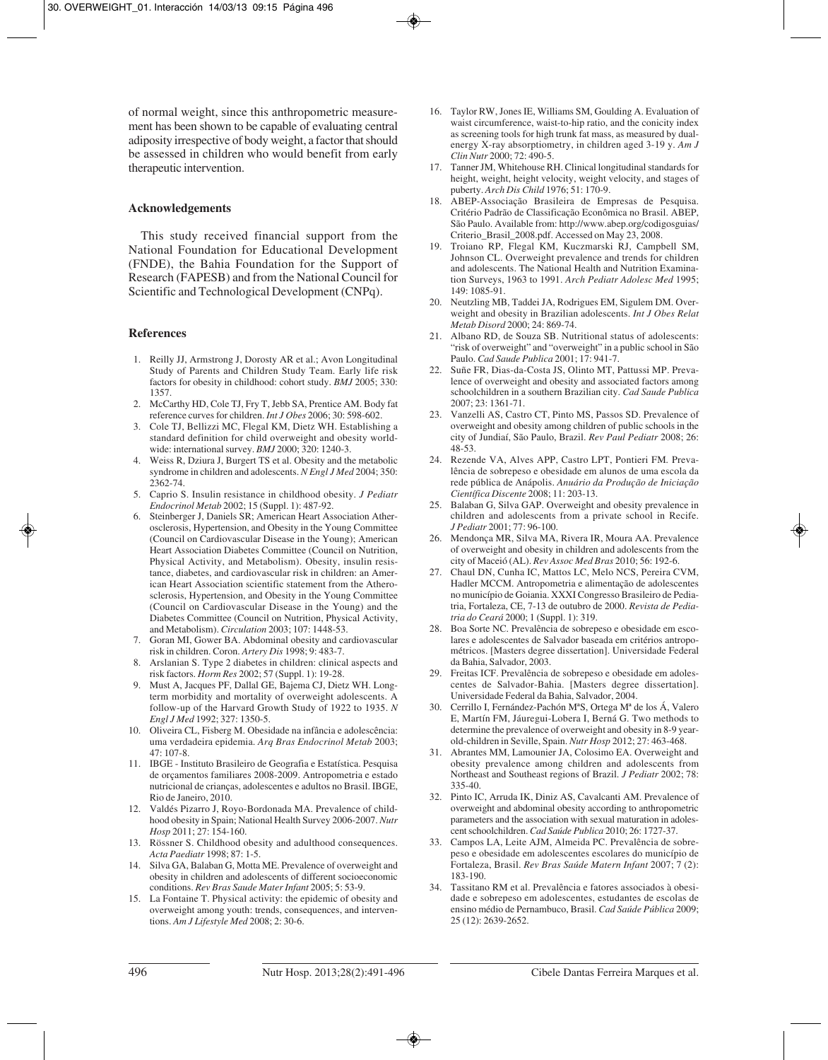of normal weight, since this anthropometric measurement has been shown to be capable of evaluating central adiposity irrespective of body weight, a factor that should be assessed in children who would benefit from early therapeutic intervention.

## Acknowledgements

This study received financial support from the National Foundation for Educational Development (FNDE), the Bahia Foundation for the Support of Research (FAPESB) and from the National Council for Scientific and Technological Development (CNPq).

## References

1. Reilly JJ, Armstrong J, Dorosty AR et al.; Avon Longitudinal Study of Parents and Children Study Team. Early life risk factors for obesity in childhood: cohort study. *BMJ* 2005; 330: 1357.
2. McCarthy HD, Cole TJ, Fry T, Jebb SA, Prentice AM. Body fat reference curves for children. *Int J Obes* 2006; 30: 598-602.
3. Cole TJ, Bellizzi MC, Flegal KM, Dietz WH. Establishing a standard definition for child overweight and obesity worldwide: international survey. *BMJ* 2000; 320: 1240-3.
4. Weiss R, Dziura J, Burgert TS et al. Obesity and the metabolic syndrome in children and adolescents. *N Engl J Med* 2004; 350: 2362-74.
5. Caprio S. Insulin resistance in childhood obesity. *J Pediatr Endocrinol Metab* 2002; 15 (Suppl. 1): 487-92.
6. Steinberger J, Daniels SR; American Heart Association Atherosclerosis, Hypertension, and Obesity in the Young Committee (Council on Cardiovascular Disease in the Young); American Heart Association Diabetes Committee (Council on Nutrition, Physical Activity, and Metabolism). Obesity, insulin resistance, diabetes, and cardiovascular risk in children: an American Heart Association scientific statement from the Atherosclerosis, Hypertension, and Obesity in the Young Committee (Council on Cardiovascular Disease in the Young) and the Diabetes Committee (Council on Nutrition, Physical Activity, and Metabolism). *Circulation* 2003; 107: 1448-53.
7. Goran MI, Gower BA. Abdominal obesity and cardiovascular risk in children. Coron. *Artery Dis* 1998; 9: 483-7.
8. Arslanian S. Type 2 diabetes in children: clinical aspects and risk factors. *Horm Res* 2002; 57 (Suppl. 1): 19-28.
9. Must A, Jacques PF, Dallal GE, Bajema CJ, Dietz WH. Long-term morbidity and mortality of overweight adolescents. A follow-up of the Harvard Growth Study of 1922 to 1935. *N Engl J Med* 1992; 327: 1350-5.
10. Oliveira CL, Fisberg M. Obesidade na infância e adolescência: uma verdadeira epidemia. *Arq Bras Endocrinol Metab* 2003; 47: 107-8.
11. IBGE - Instituto Brasileiro de Geografia e Estatística. Pesquisa de orçamentos familiares 2008-2009. Antropometria e estado nutricional de crianças, adolescentes e adultos no Brasil. IBGE, Rio de Janeiro, 2010.
12. Valdés Pizarro J, Royo-Bordonada MA. Prevalence of childhood obesity in Spain; National Health Survey 2006-2007. *Nutr Hosp* 2011; 27: 154-160.
13. Rössner S. Childhood obesity and adulthood consequences. *Acta Paediatr* 1998; 87: 1-5.
14. Silva GA, Balaban G, Motta ME. Prevalence of overweight and obesity in children and adolescents of different socioeconomic conditions. *Rev Bras Saude Mater Infant* 2005; 5: 53-9.
15. La Fontaine T. Physical activity: the epidemic of obesity and overweight among youth: trends, consequences, and interventions. *Am J Lifestyle Med* 2008; 2: 30-6.
16. Taylor RW, Jones IE, Williams SM, Goulding A. Evaluation of waist circumference, waist-to-hip ratio, and the conicity index as screening tools for high trunk fat mass, as measured by dual-energy X-ray absorptiometry, in children aged 3-19 y. *Am J Clin Nutr* 2000; 72: 490-5.
17. Tanner JM, Whitehouse RH. Clinical longitudinal standards for height, weight, height velocity, weight velocity, and stages of puberty. *Arch Dis Child* 1976; 51: 170-9.
18. ABEP-Associação Brasileira de Empresas de Pesquisa. Critério Padrão de Classificação Econômica no Brasil. ABEP, São Paulo. Available from: http://www.abep.org/codigosguias/Criterio_Brasil_2008.pdf. Accessed on May 23, 2008.
19. Troiano RP, Flegal KM, Kuczmarski RJ, Campbell SM, Johnson CL. Overweight prevalence and trends for children and adolescents. The National Health and Nutrition Examination Surveys, 1963 to 1991. *Arch Pediatr Adolesc Med* 1995; 149: 1085-91.
20. Neutzling MB, Taddei JA, Rodrigues EM, Sigulem DM. Overweight and obesity in Brazilian adolescents. *Int J Obes Relat Metab Disord* 2000; 24: 869-74.
21. Albano RD, de Souza SB. Nutritional status of adolescents: "risk of overweight" and "overweight" in a public school in São Paulo. *Cad Saude Publica* 2001; 17: 941-7.
22. Suñe FR, Dias-da-Costa JS, Olinto MT, Pattussi MP. Prevalence of overweight and obesity and associated factors among schoolchildren in a southern Brazilian city. *Cad Saude Publica* 2007; 23: 1361-71.
23. Vanzelli AS, Castro CT, Pinto MS, Passos SD. Prevalence of overweight and obesity among children of public schools in the city of Jundiaí, São Paulo, Brazil. *Rev Paul Pediatr* 2008; 26: 48-53.
24. Rezende VA, Alves APP, Castro LPT, Pontieri FM. Prevalência de sobrepeso e obesidade em alunos de uma escola da rede pública de Anápolis. *Anuário da Produção de Iniciação Científica Discente* 2008; 11: 203-13.
25. Balaban G, Silva GAP. Overweight and obesity prevalence in children and adolescents from a private school in Recife. *J Pediatr* 2001; 77: 96-100.
26. Mendonça MR, Silva MA, Rivera IR, Moura AA. Prevalence of overweight and obesity in children and adolescents from the city of Maceió (AL). *Rev Assoc Med Bras* 2010; 56: 192-6.
27. Chaul DN, Cunha IC, Mattos LC, Melo NCS, Pereira CVM, Hadler MCCM. Antropometria e alimentação de adolescentes no município de Goiania. XXXI Congresso Brasileiro de Pediatria, Fortaleza, CE, 7-13 de outubro de 2000. *Revista de Pediatria do Ceará* 2000; 1 (Suppl. 1): 319.
28. Boa Sorte NC. Prevalência de sobrepeso e obesidade em escolares e adolescentes de Salvador baseada em critérios antropométricos. [Masters degree dissertation]. Universidade Federal da Bahia, Salvador, 2003.
29. Freitas ICF. Prevalência de sobrepeso e obesidade em adolescentes de Salvador-Bahia. [Masters degree dissertation]. Universidade Federal da Bahia, Salvador, 2004.
30. Cerrillo I, Fernández-Pachón MªS, Ortega Mª de los Á, Valero E, Martín FM, Jáuregui-Lobera I, Berná G. Two methods to determine the prevalence of overweight and obesity in 8-9 year-old-children in Seville, Spain. *Nutr Hosp* 2012; 27: 463-468.
31. Abrantes MM, Lamounier JA, Colosimo EA. Overweight and obesity prevalence among children and adolescents from Northeast and Southeast regions of Brazil. *J Pediatr* 2002; 78: 335-40.
32. Pinto IC, Arruda IK, Diniz AS, Cavalcanti AM. Prevalence of overweight and abdominal obesity according to anthropometric parameters and the association with sexual maturation in adolescent schoolchildren. *Cad Saúde Publica* 2010; 26: 1727-37.
33. Campos LA, Leite AJM, Almeida PC. Prevalência de sobrepeso e obesidade em adolescentes escolares do município de Fortaleza, Brasil. *Rev Bras Saúde Matern Infant* 2007; 7 (2): 183-190.
34. Tassitano RM et al. Prevalência e fatores associados à obesidade e sobrepeso em adolescentes, estudantes de escolas de ensino médio de Pernambuco, Brasil. *Cad Saúde Pública* 2009; 25 (12): 2639-2652.